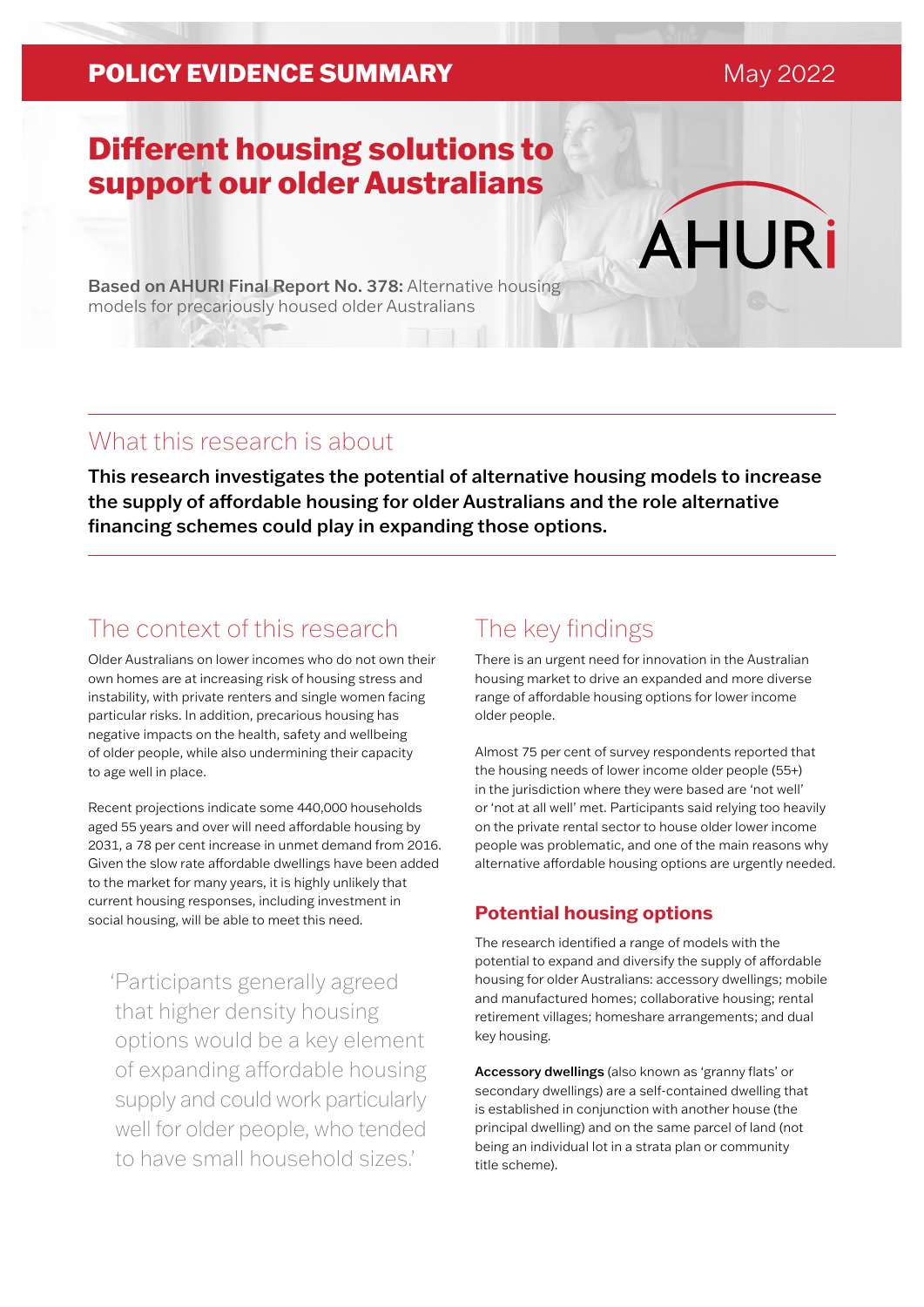POLICY EVIDENCE SUMMARY May 2022

# Different housing solutions to support our older Australians

**Based on AHURI Final Report No. 378:** Alternative housing models for precariously housed older Australians

## What this research is about

**This research investigates the potential of alternative housing models to increase the supply of affordable housing for older Australians and the role alternative financing schemes could play in expanding those options.**

## The context of this research

Older Australians on lower incomes who do not own their own homes are at increasing risk of housing stress and instability, with private renters and single women facing particular risks. In addition, precarious housing has negative impacts on the health, safety and wellbeing of older people, while also undermining their capacity to age well in place.

Recent projections indicate some 440,000 households aged 55 years and over will need affordable housing by 2031, a 78 per cent increase in unmet demand from 2016. Given the slow rate affordable dwellings have been added to the market for many years, it is highly unlikely that current housing responses, including investment in social housing, will be able to meet this need.

> 'Participants generally agreed that higher density housing options would be a key element of expanding affordable housing supply and could work particularly well for older people, who tended to have small household sizes.'

## The key findings

There is an urgent need for innovation in the Australian housing market to drive an expanded and more diverse range of affordable housing options for lower income older people.

Almost 75 per cent of survey respondents reported that the housing needs of lower income older people (55+) in the jurisdiction where they were based are 'not well' or 'not at all well' met. Participants said relying too heavily on the private rental sector to house older lower income people was problematic, and one of the main reasons why alternative affordable housing options are urgently needed.

### Potential housing options

The research identified a range of models with the potential to expand and diversify the supply of affordable housing for older Australians: accessory dwellings; mobile and manufactured homes; collaborative housing; rental retirement villages; homeshare arrangements; and dual key housing.

**Accessory dwellings** (also known as 'granny flats' or secondary dwellings) are a self-contained dwelling that is established in conjunction with another house (the principal dwelling) and on the same parcel of land (not being an individual lot in a strata plan or community title scheme).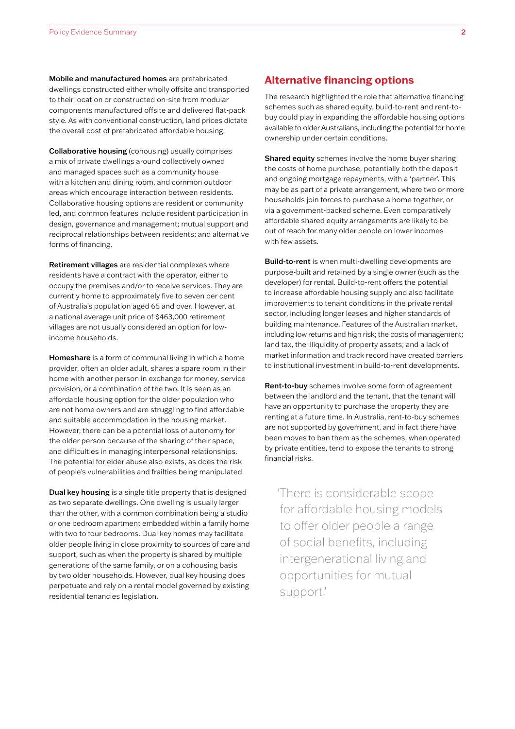**Mobile and manufactured homes** are prefabricated dwellings constructed either wholly offsite and transported to their location or constructed on-site from modular components manufactured offsite and delivered flat-pack style. As with conventional construction, land prices dictate the overall cost of prefabricated affordable housing.

**Collaborative housing** (cohousing) usually comprises a mix of private dwellings around collectively owned and managed spaces such as a community house with a kitchen and dining room, and common outdoor areas which encourage interaction between residents. Collaborative housing options are resident or community led, and common features include resident participation in design, governance and management; mutual support and reciprocal relationships between residents; and alternative forms of financing.

**Retirement villages** are residential complexes where residents have a contract with the operator, either to occupy the premises and/or to receive services. They are currently home to approximately five to seven per cent of Australia's population aged 65 and over. However, at a national average unit price of $463,000 retirement villages are not usually considered an option for low-income households.

**Homeshare** is a form of communal living in which a home provider, often an older adult, shares a spare room in their home with another person in exchange for money, service provision, or a combination of the two. It is seen as an affordable housing option for the older population who are not home owners and are struggling to find affordable and suitable accommodation in the housing market. However, there can be a potential loss of autonomy for the older person because of the sharing of their space, and difficulties in managing interpersonal relationships. The potential for elder abuse also exists, as does the risk of people's vulnerabilities and frailties being manipulated.

**Dual key housing** is a single title property that is designed as two separate dwellings. One dwelling is usually larger than the other, with a common combination being a studio or one bedroom apartment embedded within a family home with two to four bedrooms. Dual key homes may facilitate older people living in close proximity to sources of care and support, such as when the property is shared by multiple generations of the same family, or on a cohousing basis by two older households. However, dual key housing does perpetuate and rely on a rental model governed by existing residential tenancies legislation.

## Alternative financing options

The research highlighted the role that alternative financing schemes such as shared equity, build-to-rent and rent-to-buy could play in expanding the affordable housing options available to older Australians, including the potential for home ownership under certain conditions.

**Shared equity** schemes involve the home buyer sharing the costs of home purchase, potentially both the deposit and ongoing mortgage repayments, with a 'partner'. This may be as part of a private arrangement, where two or more households join forces to purchase a home together, or via a government-backed scheme. Even comparatively affordable shared equity arrangements are likely to be out of reach for many older people on lower incomes with few assets.

**Build-to-rent** is when multi-dwelling developments are purpose-built and retained by a single owner (such as the developer) for rental. Build-to-rent offers the potential to increase affordable housing supply and also facilitate improvements to tenant conditions in the private rental sector, including longer leases and higher standards of building maintenance. Features of the Australian market, including low returns and high risk; the costs of management; land tax, the illiquidity of property assets; and a lack of market information and track record have created barriers to institutional investment in build-to-rent developments.

**Rent-to-buy** schemes involve some form of agreement between the landlord and the tenant, that the tenant will have an opportunity to purchase the property they are renting at a future time. In Australia, rent-to-buy schemes are not supported by government, and in fact there have been moves to ban them as the schemes, when operated by private entities, tend to expose the tenants to strong financial risks.

> 'There is considerable scope for affordable housing models to offer older people a range of social benefits, including intergenerational living and opportunities for mutual support.'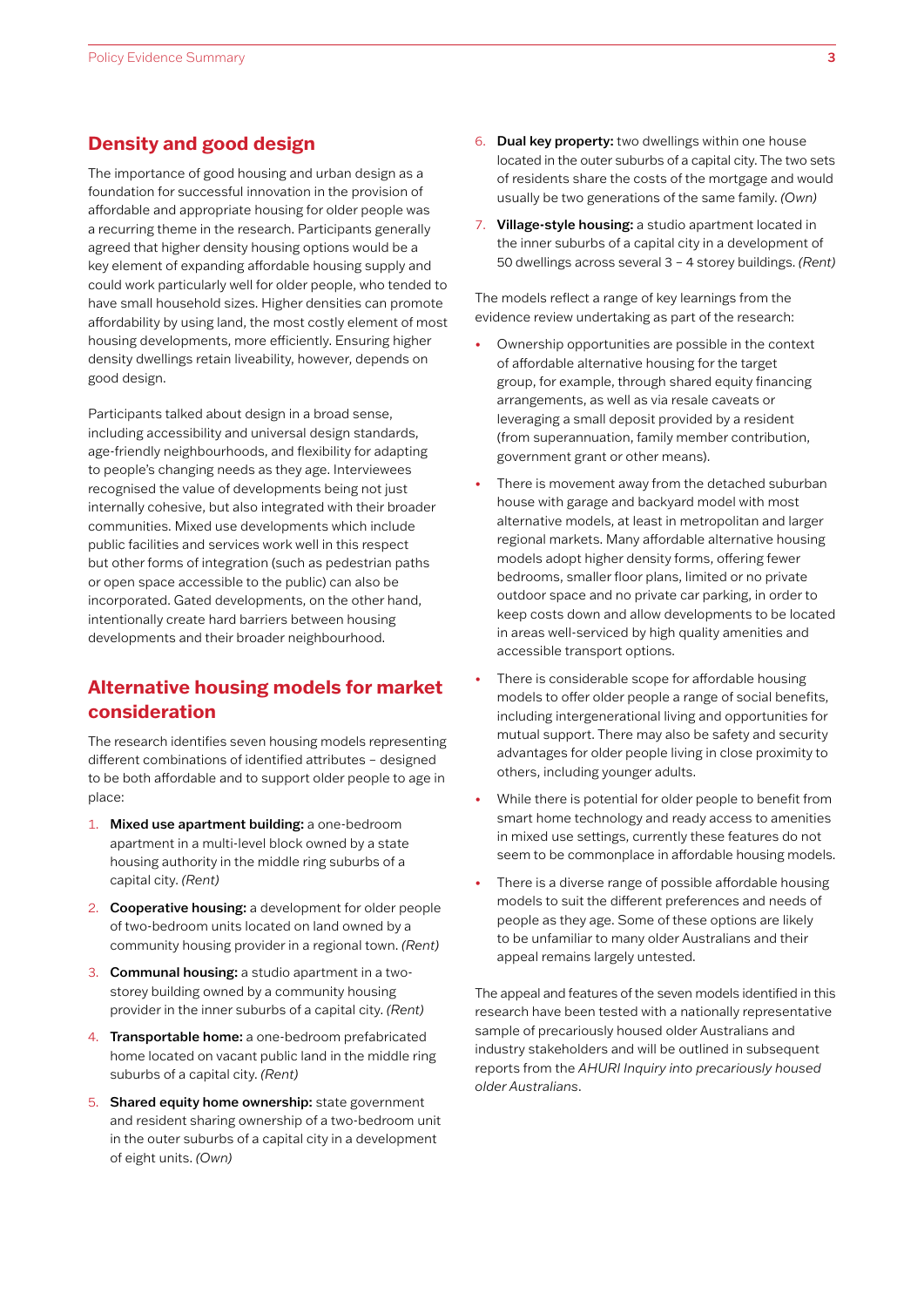## Density and good design

The importance of good housing and urban design as a foundation for successful innovation in the provision of affordable and appropriate housing for older people was a recurring theme in the research. Participants generally agreed that higher density housing options would be a key element of expanding affordable housing supply and could work particularly well for older people, who tended to have small household sizes. Higher densities can promote affordability by using land, the most costly element of most housing developments, more efficiently. Ensuring higher density dwellings retain liveability, however, depends on good design.

Participants talked about design in a broad sense, including accessibility and universal design standards, age-friendly neighbourhoods, and flexibility for adapting to people's changing needs as they age. Interviewees recognised the value of developments being not just internally cohesive, but also integrated with their broader communities. Mixed use developments which include public facilities and services work well in this respect but other forms of integration (such as pedestrian paths or open space accessible to the public) can also be incorporated. Gated developments, on the other hand, intentionally create hard barriers between housing developments and their broader neighbourhood.

## Alternative housing models for market consideration

The research identifies seven housing models representing different combinations of identified attributes – designed to be both affordable and to support older people to age in place:

1. **Mixed use apartment building:** a one-bedroom apartment in a multi-level block owned by a state housing authority in the middle ring suburbs of a capital city. *(Rent)*
2. **Cooperative housing:** a development for older people of two-bedroom units located on land owned by a community housing provider in a regional town. *(Rent)*
3. **Communal housing:** a studio apartment in a two-storey building owned by a community housing provider in the inner suburbs of a capital city. *(Rent)*
4. **Transportable home:** a one-bedroom prefabricated home located on vacant public land in the middle ring suburbs of a capital city. *(Rent)*
5. **Shared equity home ownership:** state government and resident sharing ownership of a two-bedroom unit in the outer suburbs of a capital city in a development of eight units. *(Own)*
6. **Dual key property:** two dwellings within one house located in the outer suburbs of a capital city. The two sets of residents share the costs of the mortgage and would usually be two generations of the same family. *(Own)*
7. **Village-style housing:** a studio apartment located in the inner suburbs of a capital city in a development of 50 dwellings across several 3 – 4 storey buildings. *(Rent)*

The models reflect a range of key learnings from the evidence review undertaking as part of the research:

- Ownership opportunities are possible in the context of affordable alternative housing for the target group, for example, through shared equity financing arrangements, as well as via resale caveats or leveraging a small deposit provided by a resident (from superannuation, family member contribution, government grant or other means).
- There is movement away from the detached suburban house with garage and backyard model with most alternative models, at least in metropolitan and larger regional markets. Many affordable alternative housing models adopt higher density forms, offering fewer bedrooms, smaller floor plans, limited or no private outdoor space and no private car parking, in order to keep costs down and allow developments to be located in areas well-serviced by high quality amenities and accessible transport options.
- There is considerable scope for affordable housing models to offer older people a range of social benefits, including intergenerational living and opportunities for mutual support. There may also be safety and security advantages for older people living in close proximity to others, including younger adults.
- While there is potential for older people to benefit from smart home technology and ready access to amenities in mixed use settings, currently these features do not seem to be commonplace in affordable housing models.
- There is a diverse range of possible affordable housing models to suit the different preferences and needs of people as they age. Some of these options are likely to be unfamiliar to many older Australians and their appeal remains largely untested.

The appeal and features of the seven models identified in this research have been tested with a nationally representative sample of precariously housed older Australians and industry stakeholders and will be outlined in subsequent reports from the *AHURI Inquiry into precariously housed older Australians*.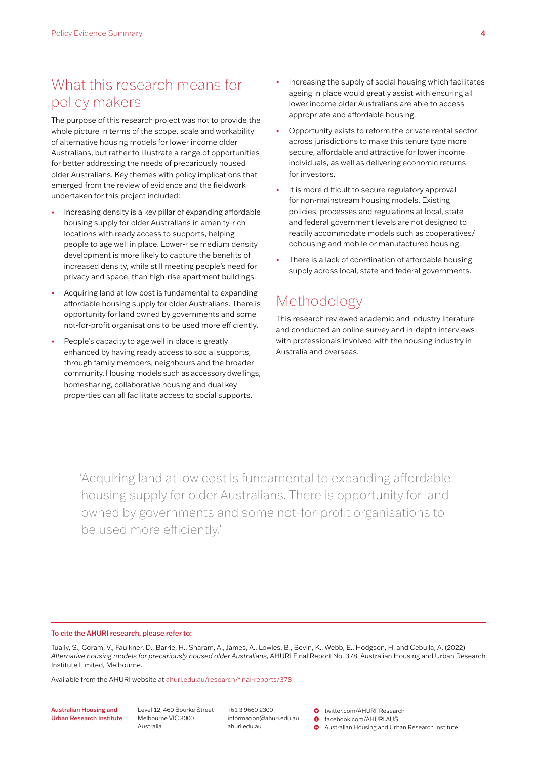## What this research means for policy makers

The purpose of this research project was not to provide the whole picture in terms of the scope, scale and workability of alternative housing models for lower income older Australians, but rather to illustrate a range of opportunities for better addressing the needs of precariously housed older Australians. Key themes with policy implications that emerged from the review of evidence and the fieldwork undertaken for this project included:

- Increasing density is a key pillar of expanding affordable housing supply for older Australians in amenity-rich locations with ready access to supports, helping people to age well in place. Lower-rise medium density development is more likely to capture the benefits of increased density, while still meeting people's need for privacy and space, than high-rise apartment buildings.
- Acquiring land at low cost is fundamental to expanding affordable housing supply for older Australians. There is opportunity for land owned by governments and some not-for-profit organisations to be used more efficiently.
- People's capacity to age well in place is greatly enhanced by having ready access to social supports, through family members, neighbours and the broader community. Housing models such as accessory dwellings, homesharing, collaborative housing and dual key properties can all facilitate access to social supports.
- Increasing the supply of social housing which facilitates ageing in place would greatly assist with ensuring all lower income older Australians are able to access appropriate and affordable housing.
- Opportunity exists to reform the private rental sector across jurisdictions to make this tenure type more secure, affordable and attractive for lower income individuals, as well as delivering economic returns for investors.
- It is more difficult to secure regulatory approval for non-mainstream housing models. Existing policies, processes and regulations at local, state and federal government levels are not designed to readily accommodate models such as cooperatives/cohousing and mobile or manufactured housing.
- There is a lack of coordination of affordable housing supply across local, state and federal governments.

## Methodology

This research reviewed academic and industry literature and conducted an online survey and in-depth interviews with professionals involved with the housing industry in Australia and overseas.

'Acquiring land at low cost is fundamental to expanding affordable housing supply for older Australians. There is opportunity for land owned by governments and some not-for-profit organisations to be used more efficiently.'

**To cite the AHURI research, please refer to:**

Tually, S., Coram, V., Faulkner, D., Barrie, H., Sharam, A., James, A., Lowies, B., Bevin, K., Webb, E., Hodgson, H. and Cebulla, A. (2022) *Alternative housing models for precariously housed older Australians*, AHURI Final Report No. 378, Australian Housing and Urban Research Institute Limited, Melbourne.

Available from the AHURI website at ahuri.edu.au/research/final-reports/378

**Australian Housing and Urban Research Institute**

Level 12, 460 Bourke Street
Melbourne VIC 3000
Australia

+61 3 9660 2300
information@ahuri.edu.au
ahuri.edu.au

twitter.com/AHURI_Research
facebook.com/AHURI.AUS
Australian Housing and Urban Research Institute